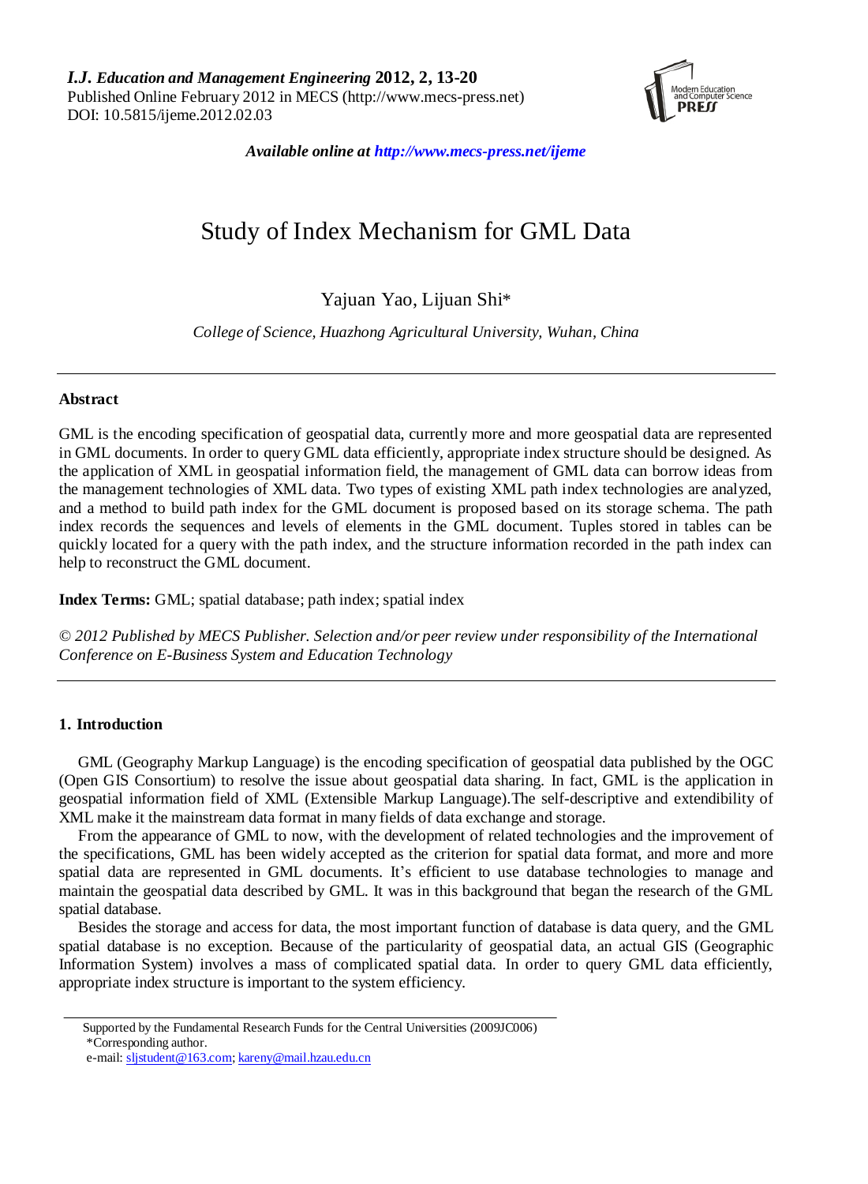# Study of Index Mechanism for GML Data

Yajuan Yao, Lijuan Shi*

*College of Science, Huazhong Agricultural University, Wuhan, China*

---

## Abstract

GML is the encoding specification of geospatial data, currently more and more geospatial data are represented in GML documents. In order to query GML data efficiently, appropriate index structure should be designed. As the application of XML in geospatial information field, the management of GML data can borrow ideas from the management technologies of XML data. Two types of existing XML path index technologies are analyzed, and a method to build path index for the GML document is proposed based on its storage schema. The path index records the sequences and levels of elements in the GML document. Tuples stored in tables can be quickly located for a query with the path index, and the structure information recorded in the path index can help to reconstruct the GML document.

**Index Terms:** GML; spatial database; path index; spatial index

*© 2012 Published by MECS Publisher. Selection and/or peer review under responsibility of the International Conference on E-Business System and Education Technology*

---

## 1. Introduction

GML (Geography Markup Language) is the encoding specification of geospatial data published by the OGC (Open GIS Consortium) to resolve the issue about geospatial data sharing. In fact, GML is the application in geospatial information field of XML (Extensible Markup Language).The self-descriptive and extendibility of XML make it the mainstream data format in many fields of data exchange and storage.

From the appearance of GML to now, with the development of related technologies and the improvement of the specifications, GML has been widely accepted as the criterion for spatial data format, and more and more spatial data are represented in GML documents. It's efficient to use database technologies to manage and maintain the geospatial data described by GML. It was in this background that began the research of the GML spatial database.

Besides the storage and access for data, the most important function of database is data query, and the GML spatial database is no exception. Because of the particularity of geospatial data, an actual GIS (Geographic Information System) involves a mass of complicated spatial data. In order to query GML data efficiently, appropriate index structure is important to the system efficiency.

---

Supported by the Fundamental Research Funds for the Central Universities (2009JC006)

*Corresponding author.

e-mail: sljstudent@163.com; kareny@mail.hzau.edu.cn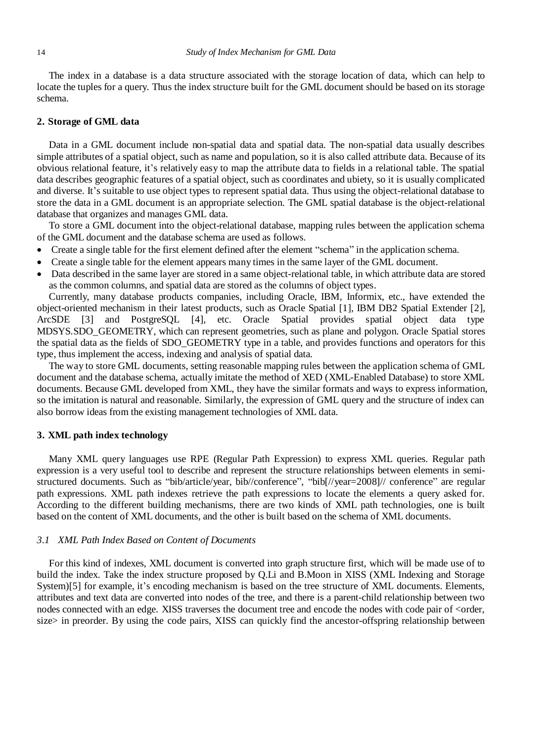The index in a database is a data structure associated with the storage location of data, which can help to locate the tuples for a query. Thus the index structure built for the GML document should be based on its storage schema.

## 2. Storage of GML data

Data in a GML document include non-spatial data and spatial data. The non-spatial data usually describes simple attributes of a spatial object, such as name and population, so it is also called attribute data. Because of its obvious relational feature, it's relatively easy to map the attribute data to fields in a relational table. The spatial data describes geographic features of a spatial object, such as coordinates and ubiety, so it is usually complicated and diverse. It's suitable to use object types to represent spatial data. Thus using the object-relational database to store the data in a GML document is an appropriate selection. The GML spatial database is the object-relational database that organizes and manages GML data.

To store a GML document into the object-relational database, mapping rules between the application schema of the GML document and the database schema are used as follows.

- Create a single table for the first element defined after the element "schema" in the application schema.
- Create a single table for the element appears many times in the same layer of the GML document.
- Data described in the same layer are stored in a same object-relational table, in which attribute data are stored as the common columns, and spatial data are stored as the columns of object types.

Currently, many database products companies, including Oracle, IBM, Informix, etc., have extended the object-oriented mechanism in their latest products, such as Oracle Spatial [1], IBM DB2 Spatial Extender [2], ArcSDE [3] and PostgreSQL [4], etc. Oracle Spatial provides spatial object data type MDSYS.SDO_GEOMETRY, which can represent geometries, such as plane and polygon. Oracle Spatial stores the spatial data as the fields of SDO_GEOMETRY type in a table, and provides functions and operators for this type, thus implement the access, indexing and analysis of spatial data.

The way to store GML documents, setting reasonable mapping rules between the application schema of GML document and the database schema, actually imitate the method of XED (XML-Enabled Database) to store XML documents. Because GML developed from XML, they have the similar formats and ways to express information, so the imitation is natural and reasonable. Similarly, the expression of GML query and the structure of index can also borrow ideas from the existing management technologies of XML data.

## 3. XML path index technology

Many XML query languages use RPE (Regular Path Expression) to express XML queries. Regular path expression is a very useful tool to describe and represent the structure relationships between elements in semi-structured documents. Such as "bib/article/year, bib//conference", "bib[//year=2008]// conference" are regular path expressions. XML path indexes retrieve the path expressions to locate the elements a query asked for. According to the different building mechanisms, there are two kinds of XML path technologies, one is built based on the content of XML documents, and the other is built based on the schema of XML documents.

### *3.1 XML Path Index Based on Content of Documents*

For this kind of indexes, XML document is converted into graph structure first, which will be made use of to build the index. Take the index structure proposed by Q.Li and B.Moon in XISS (XML Indexing and Storage System)[5] for example, it's encoding mechanism is based on the tree structure of XML documents. Elements, attributes and text data are converted into nodes of the tree, and there is a parent-child relationship between two nodes connected with an edge. XISS traverses the document tree and encode the nodes with code pair of <order, size> in preorder. By using the code pairs, XISS can quickly find the ancestor-offspring relationship between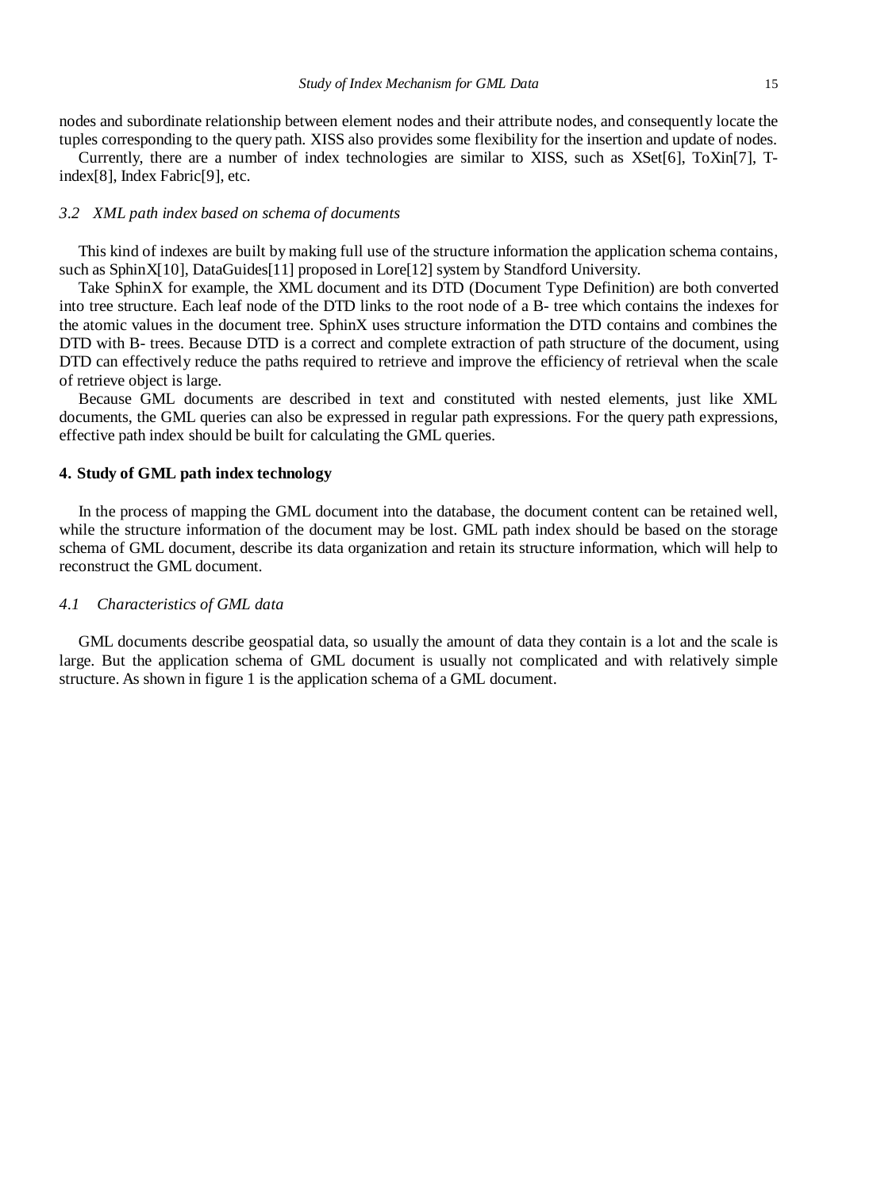nodes and subordinate relationship between element nodes and their attribute nodes, and consequently locate the tuples corresponding to the query path. XISS also provides some flexibility for the insertion and update of nodes.

Currently, there are a number of index technologies are similar to XISS, such as XSet[6], ToXin[7], T-index[8], Index Fabric[9], etc.

### *3.2 XML path index based on schema of documents*

This kind of indexes are built by making full use of the structure information the application schema contains, such as SphinX[10], DataGuides[11] proposed in Lore[12] system by Standford University.

Take SphinX for example, the XML document and its DTD (Document Type Definition) are both converted into tree structure. Each leaf node of the DTD links to the root node of a B- tree which contains the indexes for the atomic values in the document tree. SphinX uses structure information the DTD contains and combines the DTD with B- trees. Because DTD is a correct and complete extraction of path structure of the document, using DTD can effectively reduce the paths required to retrieve and improve the efficiency of retrieval when the scale of retrieve object is large.

Because GML documents are described in text and constituted with nested elements, just like XML documents, the GML queries can also be expressed in regular path expressions. For the query path expressions, effective path index should be built for calculating the GML queries.

## **4. Study of GML path index technology**

In the process of mapping the GML document into the database, the document content can be retained well, while the structure information of the document may be lost. GML path index should be based on the storage schema of GML document, describe its data organization and retain its structure information, which will help to reconstruct the GML document.

### *4.1 Characteristics of GML data*

GML documents describe geospatial data, so usually the amount of data they contain is a lot and the scale is large. But the application schema of GML document is usually not complicated and with relatively simple structure. As shown in figure 1 is the application schema of a GML document.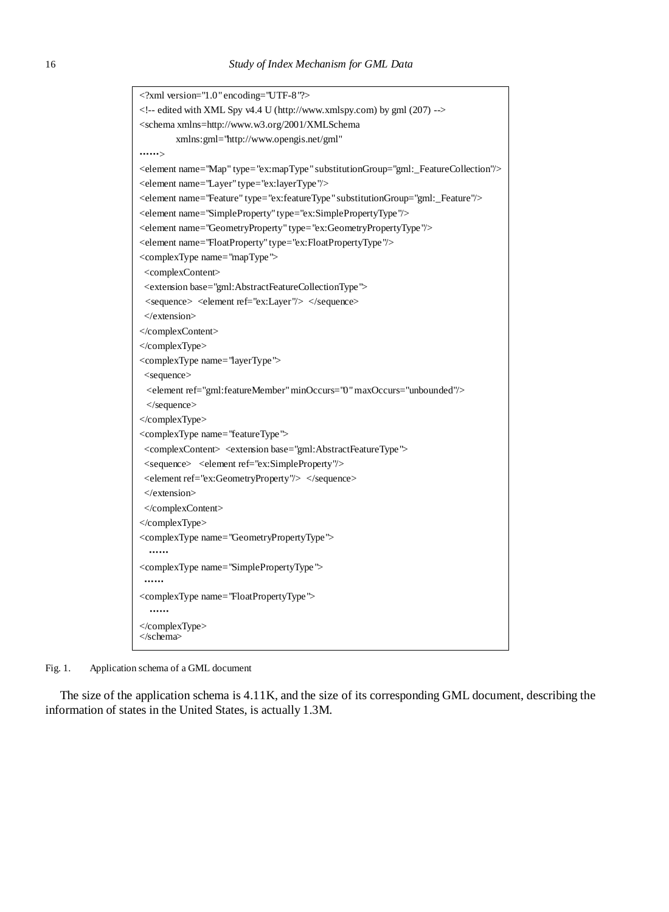```
<?xml version="1.0" encoding="UTF-8"?>
<!-- edited with XML Spy v4.4 U (http://www.xmlspy.com) by gml (207) -->
<schema xmlns=http://www.w3.org/2001/XMLSchema
        xmlns:gml="http://www.opengis.net/gml"
……>
<element name="Map" type="ex:mapType" substitutionGroup="gml:_FeatureCollection"/>
<element name="Layer" type="ex:layerType"/>
<element name="Feature" type="ex:featureType" substitutionGroup="gml:_Feature"/>
<element name="SimpleProperty" type="ex:SimplePropertyType"/>
<element name="GeometryProperty" type="ex:GeometryPropertyType"/>
<element name="FloatProperty" type="ex:FloatPropertyType"/>
<complexType name="mapType">
  <complexContent>
  <extension base="gml:AbstractFeatureCollectionType">
   <sequence>  <element ref="ex:Layer"/>  </sequence>
  </extension>
</complexContent>
</complexType>
<complexType name="layerType">
  <sequence>
   <element ref="gml:featureMember" minOccurs="0" maxOccurs="unbounded"/>
   </sequence>
</complexType>
<complexType name="featureType">
  <complexContent>  <extension base="gml:AbstractFeatureType">
  <sequence>   <element ref="ex:SimpleProperty"/>
  <element ref="ex:GeometryProperty"/>  </sequence>
  </extension>
  </complexContent>
</complexType>
<complexType name="GeometryPropertyType">
   ……
<complexType name="SimplePropertyType">
  ……
<complexType name="FloatPropertyType">
   ……
</complexType>
</schema>
```

Fig. 1. Application schema of a GML document

The size of the application schema is 4.11K, and the size of its corresponding GML document, describing the information of states in the United States, is actually 1.3M.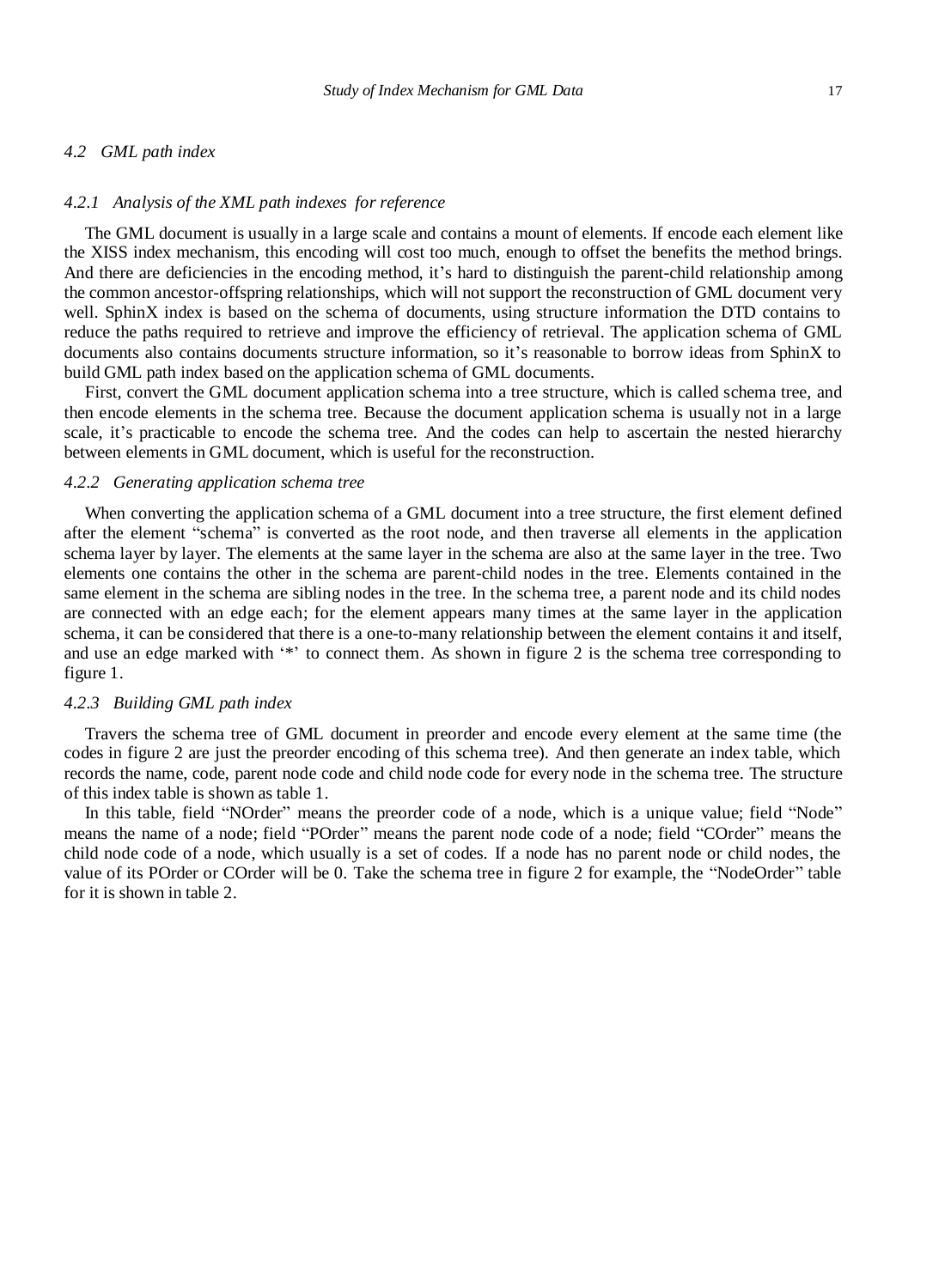### 4.2 GML path index

#### 4.2.1 Analysis of the XML path indexes for reference

The GML document is usually in a large scale and contains a mount of elements. If encode each element like the XISS index mechanism, this encoding will cost too much, enough to offset the benefits the method brings. And there are deficiencies in the encoding method, it's hard to distinguish the parent-child relationship among the common ancestor-offspring relationships, which will not support the reconstruction of GML document very well. SphinX index is based on the schema of documents, using structure information the DTD contains to reduce the paths required to retrieve and improve the efficiency of retrieval. The application schema of GML documents also contains documents structure information, so it's reasonable to borrow ideas from SphinX to build GML path index based on the application schema of GML documents.

First, convert the GML document application schema into a tree structure, which is called schema tree, and then encode elements in the schema tree. Because the document application schema is usually not in a large scale, it's practicable to encode the schema tree. And the codes can help to ascertain the nested hierarchy between elements in GML document, which is useful for the reconstruction.

#### 4.2.2 Generating application schema tree

When converting the application schema of a GML document into a tree structure, the first element defined after the element "schema" is converted as the root node, and then traverse all elements in the application schema layer by layer. The elements at the same layer in the schema are also at the same layer in the tree. Two elements one contains the other in the schema are parent-child nodes in the tree. Elements contained in the same element in the schema are sibling nodes in the tree. In the schema tree, a parent node and its child nodes are connected with an edge each; for the element appears many times at the same layer in the application schema, it can be considered that there is a one-to-many relationship between the element contains it and itself, and use an edge marked with '*' to connect them. As shown in figure 2 is the schema tree corresponding to figure 1.

#### 4.2.3 Building GML path index

Travers the schema tree of GML document in preorder and encode every element at the same time (the codes in figure 2 are just the preorder encoding of this schema tree). And then generate an index table, which records the name, code, parent node code and child node code for every node in the schema tree. The structure of this index table is shown as table 1.

In this table, field "NOrder" means the preorder code of a node, which is a unique value; field "Node" means the name of a node; field "POrder" means the parent node code of a node; field "COrder" means the child node code of a node, which usually is a set of codes. If a node has no parent node or child nodes, the value of its POrder or COrder will be 0. Take the schema tree in figure 2 for example, the "NodeOrder" table for it is shown in table 2.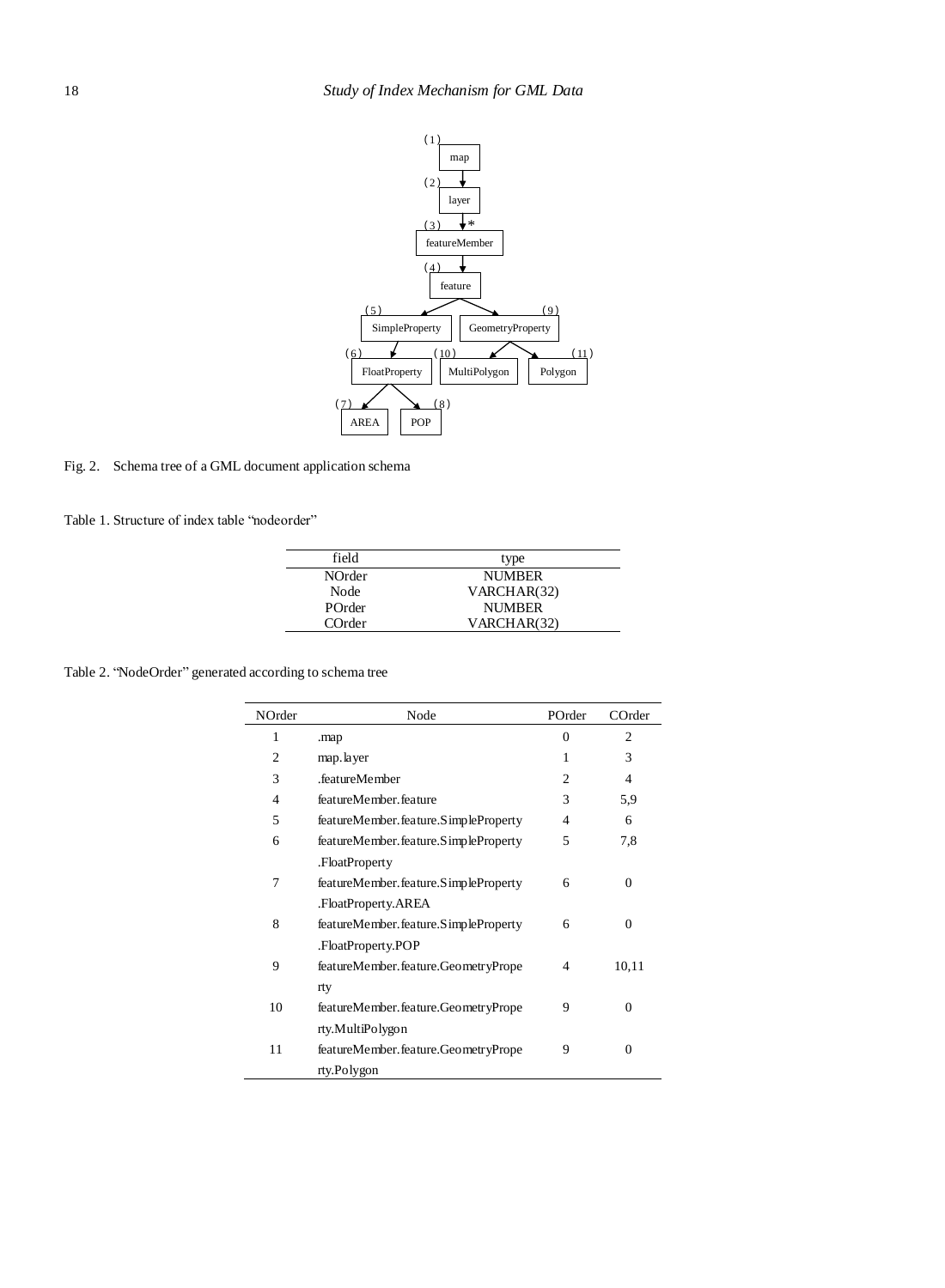Fig. 2. Schema tree of a GML document application schema

Table 1. Structure of index table "nodeorder"

| field | type |
|---|---|
| NOrder | NUMBER |
| Node | VARCHAR(32) |
| POrder | NUMBER |
| COrder | VARCHAR(32) |

Table 2. "NodeOrder" generated according to schema tree

| NOrder | Node | POrder | COrder |
|---|---|---|---|
| 1 | .map | 0 | 2 |
| 2 | map.layer | 1 | 3 |
| 3 | .featureMember | 2 | 4 |
| 4 | featureMember.feature | 3 | 5,9 |
| 5 | featureMember.feature.SimpleProperty | 4 | 6 |
| 6 | featureMember.feature.SimpleProperty .FloatProperty | 5 | 7,8 |
| 7 | featureMember.feature.SimpleProperty .FloatProperty.AREA | 6 | 0 |
| 8 | featureMember.feature.SimpleProperty .FloatProperty.POP | 6 | 0 |
| 9 | featureMember.feature.GeometryProperty | 4 | 10,11 |
| 10 | featureMember.feature.GeometryProperty.MultiPolygon | 9 | 0 |
| 11 | featureMember.feature.GeometryProperty.Polygon | 9 | 0 |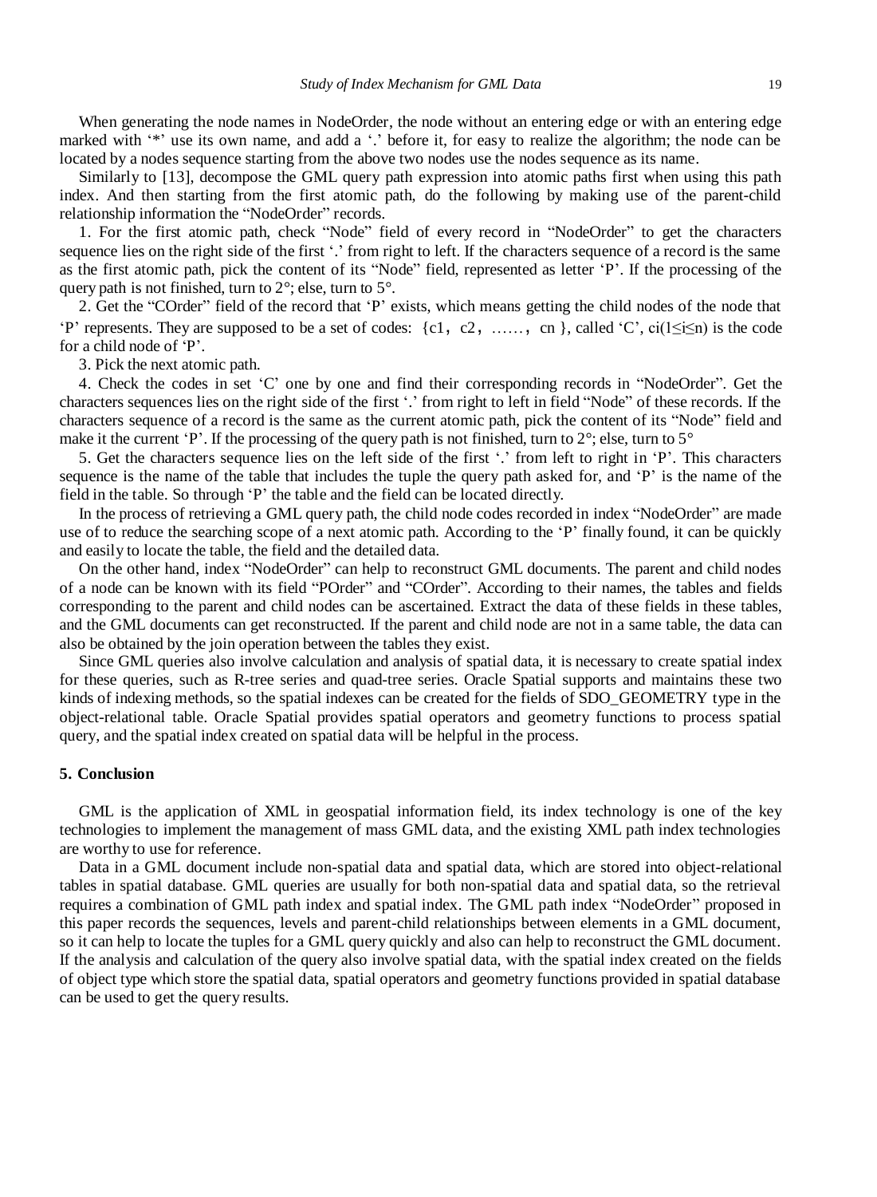When generating the node names in NodeOrder, the node without an entering edge or with an entering edge marked with '*' use its own name, and add a '.' before it, for easy to realize the algorithm; the node can be located by a nodes sequence starting from the above two nodes use the nodes sequence as its name.

Similarly to [13], decompose the GML query path expression into atomic paths first when using this path index. And then starting from the first atomic path, do the following by making use of the parent-child relationship information the "NodeOrder" records.

1. For the first atomic path, check "Node" field of every record in "NodeOrder" to get the characters sequence lies on the right side of the first '.' from right to left. If the characters sequence of a record is the same as the first atomic path, pick the content of its "Node" field, represented as letter 'P'. If the processing of the query path is not finished, turn to 2°; else, turn to 5°.

2. Get the "COrder" field of the record that 'P' exists, which means getting the child nodes of the node that 'P' represents. They are supposed to be a set of codes: {c1, c2, ……, cn }, called 'C', $ci(1 \leq i \leq n)$ is the code for a child node of 'P'.

3. Pick the next atomic path.

4. Check the codes in set 'C' one by one and find their corresponding records in "NodeOrder". Get the characters sequences lies on the right side of the first '.' from right to left in field "Node" of these records. If the characters sequence of a record is the same as the current atomic path, pick the content of its "Node" field and make it the current 'P'. If the processing of the query path is not finished, turn to 2°; else, turn to 5°

5. Get the characters sequence lies on the left side of the first '.' from left to right in 'P'. This characters sequence is the name of the table that includes the tuple the query path asked for, and 'P' is the name of the field in the table. So through 'P' the table and the field can be located directly.

In the process of retrieving a GML query path, the child node codes recorded in index "NodeOrder" are made use of to reduce the searching scope of a next atomic path. According to the 'P' finally found, it can be quickly and easily to locate the table, the field and the detailed data.

On the other hand, index "NodeOrder" can help to reconstruct GML documents. The parent and child nodes of a node can be known with its field "POrder" and "COrder". According to their names, the tables and fields corresponding to the parent and child nodes can be ascertained. Extract the data of these fields in these tables, and the GML documents can get reconstructed. If the parent and child node are not in a same table, the data can also be obtained by the join operation between the tables they exist.

Since GML queries also involve calculation and analysis of spatial data, it is necessary to create spatial index for these queries, such as R-tree series and quad-tree series. Oracle Spatial supports and maintains these two kinds of indexing methods, so the spatial indexes can be created for the fields of SDO_GEOMETRY type in the object-relational table. Oracle Spatial provides spatial operators and geometry functions to process spatial query, and the spatial index created on spatial data will be helpful in the process.

## 5. Conclusion

GML is the application of XML in geospatial information field, its index technology is one of the key technologies to implement the management of mass GML data, and the existing XML path index technologies are worthy to use for reference.

Data in a GML document include non-spatial data and spatial data, which are stored into object-relational tables in spatial database. GML queries are usually for both non-spatial data and spatial data, so the retrieval requires a combination of GML path index and spatial index. The GML path index "NodeOrder" proposed in this paper records the sequences, levels and parent-child relationships between elements in a GML document, so it can help to locate the tuples for a GML query quickly and also can help to reconstruct the GML document. If the analysis and calculation of the query also involve spatial data, with the spatial index created on the fields of object type which store the spatial data, spatial operators and geometry functions provided in spatial database can be used to get the query results.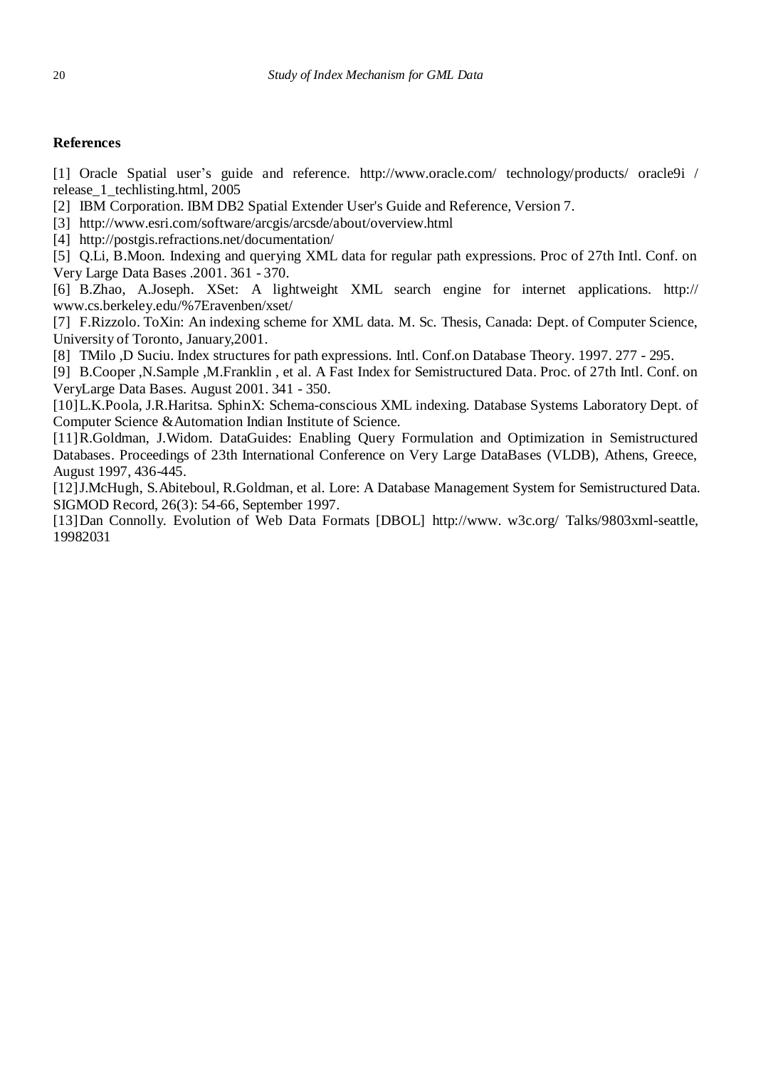## References

[1] Oracle Spatial user's guide and reference. http://www.oracle.com/ technology/products/ oracle9i / release_1_techlisting.html, 2005

[2] IBM Corporation. IBM DB2 Spatial Extender User's Guide and Reference, Version 7.

[3] http://www.esri.com/software/arcgis/arcsde/about/overview.html

[4] http://postgis.refractions.net/documentation/

[5] Q.Li, B.Moon. Indexing and querying XML data for regular path expressions. Proc of 27th Intl. Conf. on Very Large Data Bases .2001. 361 - 370.

[6] B.Zhao, A.Joseph. XSet: A lightweight XML search engine for internet applications. http:// www.cs.berkeley.edu/%7Eravenben/xset/

[7] F.Rizzolo. ToXin: An indexing scheme for XML data. M. Sc. Thesis, Canada: Dept. of Computer Science, University of Toronto, January,2001.

[8] TMilo ,D Suciu. Index structures for path expressions. Intl. Conf.on Database Theory. 1997. 277 - 295.

[9] B.Cooper ,N.Sample ,M.Franklin , et al. A Fast Index for Semistructured Data. Proc. of 27th Intl. Conf. on VeryLarge Data Bases. August 2001. 341 - 350.

[10]L.K.Poola, J.R.Haritsa. SphinX: Schema-conscious XML indexing. Database Systems Laboratory Dept. of Computer Science &Automation Indian Institute of Science.

[11]R.Goldman, J.Widom. DataGuides: Enabling Query Formulation and Optimization in Semistructured Databases. Proceedings of 23th International Conference on Very Large DataBases (VLDB), Athens, Greece, August 1997, 436-445.

[12]J.McHugh, S.Abiteboul, R.Goldman, et al. Lore: A Database Management System for Semistructured Data. SIGMOD Record, 26(3): 54-66, September 1997.

[13]Dan Connolly. Evolution of Web Data Formats [DBOL] http://www. w3c.org/ Talks/9803xml-seattle, 19982031